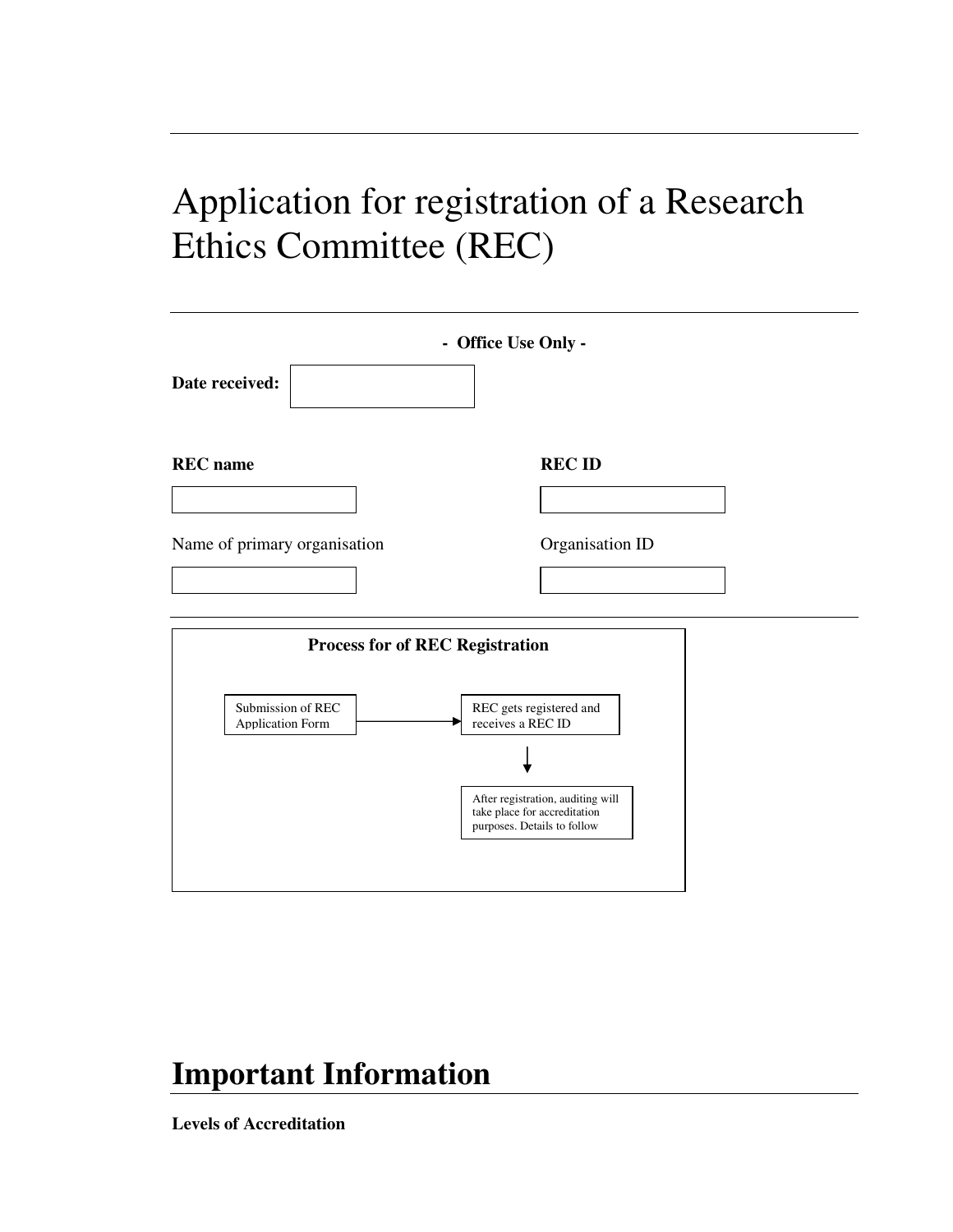# Application for registration of a Research Ethics Committee (REC)

**- Office Use Only -**

**Date received:**

| **REC name** | **REC ID** |
|---|---|
| | |
| Name of primary organisation | Organisation ID |
| | |

**Process for of REC Registration**

Submission of REC Application Form → REC gets registered and receives a REC ID → After registration, auditing will take place for accreditation purposes. Details to follow

# Important Information

**Levels of Accreditation**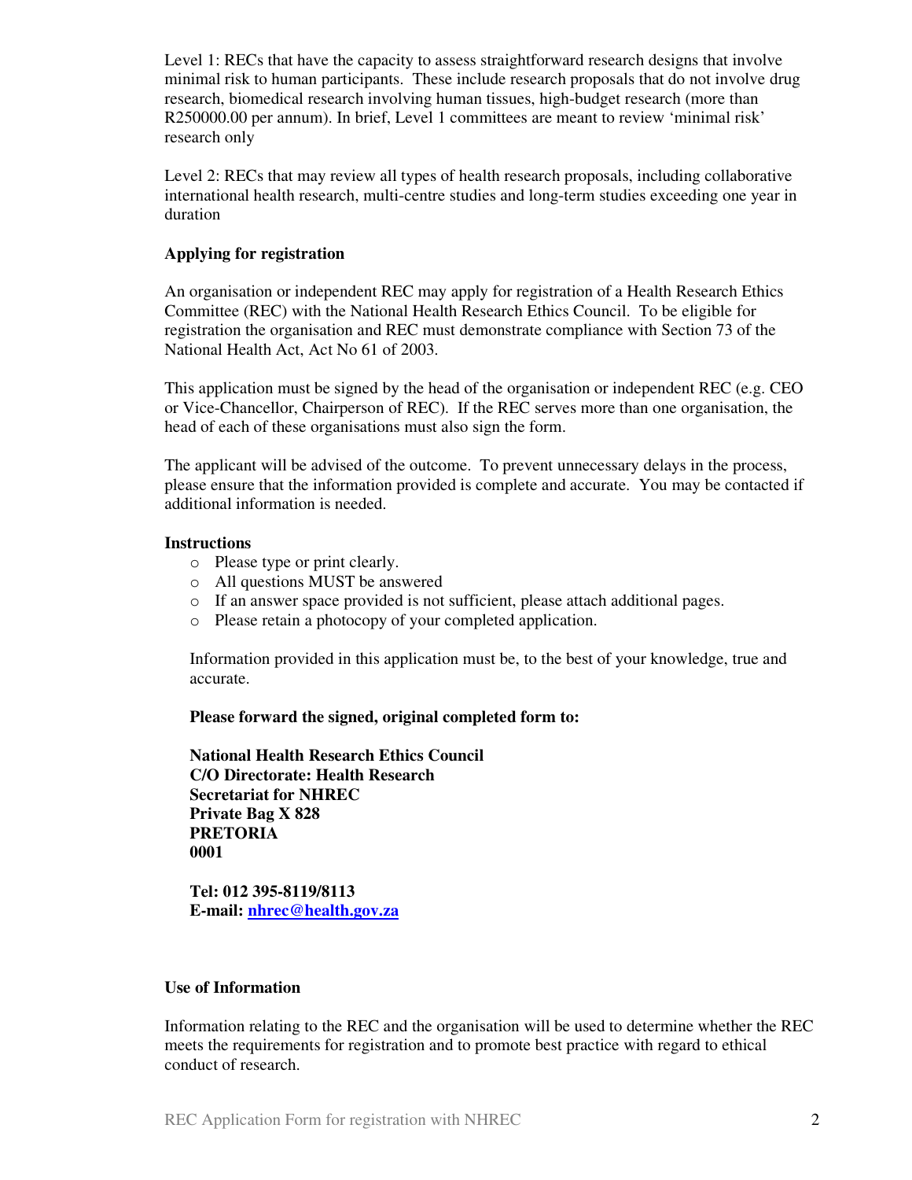Level 1: RECs that have the capacity to assess straightforward research designs that involve minimal risk to human participants. These include research proposals that do not involve drug research, biomedical research involving human tissues, high-budget research (more than R250000.00 per annum). In brief, Level 1 committees are meant to review 'minimal risk' research only

Level 2: RECs that may review all types of health research proposals, including collaborative international health research, multi-centre studies and long-term studies exceeding one year in duration

**Applying for registration**

An organisation or independent REC may apply for registration of a Health Research Ethics Committee (REC) with the National Health Research Ethics Council. To be eligible for registration the organisation and REC must demonstrate compliance with Section 73 of the National Health Act, Act No 61 of 2003.

This application must be signed by the head of the organisation or independent REC (e.g. CEO or Vice-Chancellor, Chairperson of REC). If the REC serves more than one organisation, the head of each of these organisations must also sign the form.

The applicant will be advised of the outcome. To prevent unnecessary delays in the process, please ensure that the information provided is complete and accurate. You may be contacted if additional information is needed.

**Instructions**

- Please type or print clearly.
- All questions MUST be answered
- If an answer space provided is not sufficient, please attach additional pages.
- Please retain a photocopy of your completed application.

Information provided in this application must be, to the best of your knowledge, true and accurate.

**Please forward the signed, original completed form to:**

**National Health Research Ethics Council**
**C/O Directorate: Health Research**
**Secretariat for NHREC**
**Private Bag X 828**
**PRETORIA**
**0001**

**Tel: 012 395-8119/8113**
**E-mail: nhrec@health.gov.za**

**Use of Information**

Information relating to the REC and the organisation will be used to determine whether the REC meets the requirements for registration and to promote best practice with regard to ethical conduct of research.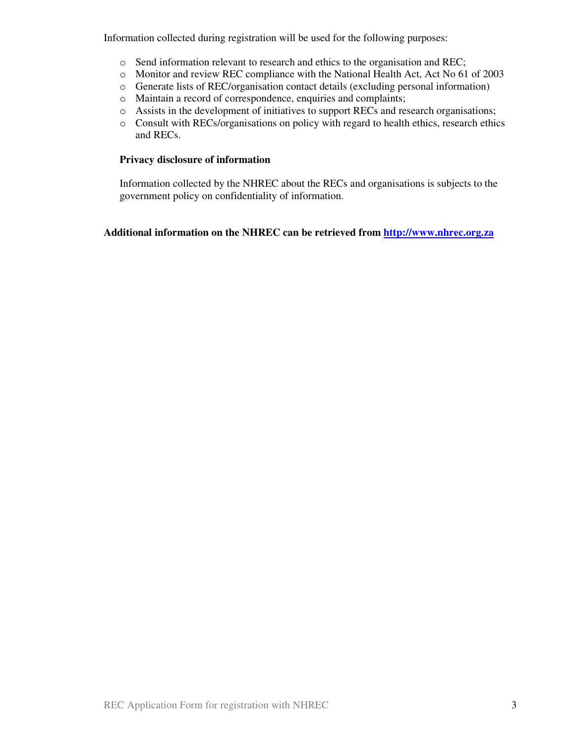Information collected during registration will be used for the following purposes:

- Send information relevant to research and ethics to the organisation and REC;
- Monitor and review REC compliance with the National Health Act, Act No 61 of 2003
- Generate lists of REC/organisation contact details (excluding personal information)
- Maintain a record of correspondence, enquiries and complaints;
- Assists in the development of initiatives to support RECs and research organisations;
- Consult with RECs/organisations on policy with regard to health ethics, research ethics and RECs.

**Privacy disclosure of information**

Information collected by the NHREC about the RECs and organisations is subjects to the government policy on confidentiality of information.

**Additional information on the NHREC can be retrieved from [http://www.nhrec.org.za](http://www.nhrec.org.za)**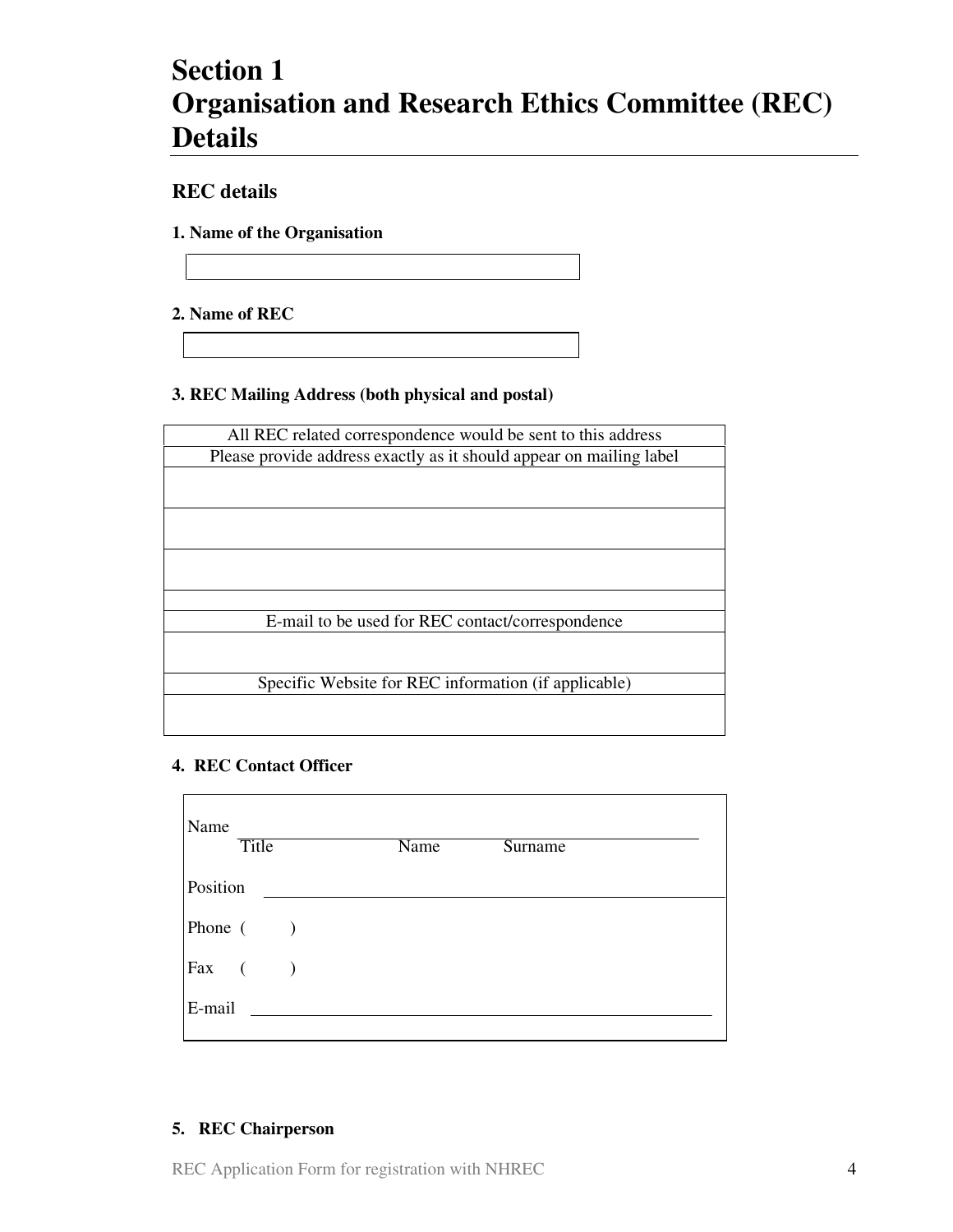# Section 1
# Organisation and Research Ethics Committee (REC) Details

## REC details

**1. Name of the Organisation**

| |
|---|
| |

**2. Name of REC**

| |
|---|
| |

**3. REC Mailing Address (both physical and postal)**

| All REC related correspondence would be sent to this address |
|---|
| Please provide address exactly as it should appear on mailing label |
| |
| |
| |
| |
| E-mail to be used for REC contact/correspondence |
| |
| Specific Website for REC information (if applicable) |
| |

**4. REC Contact Officer**

Name ______________________________________________
Title Name Surname

Position ______________________________________________

Phone ( )

Fax ( )

E-mail ______________________________________________

**5. REC Chairperson**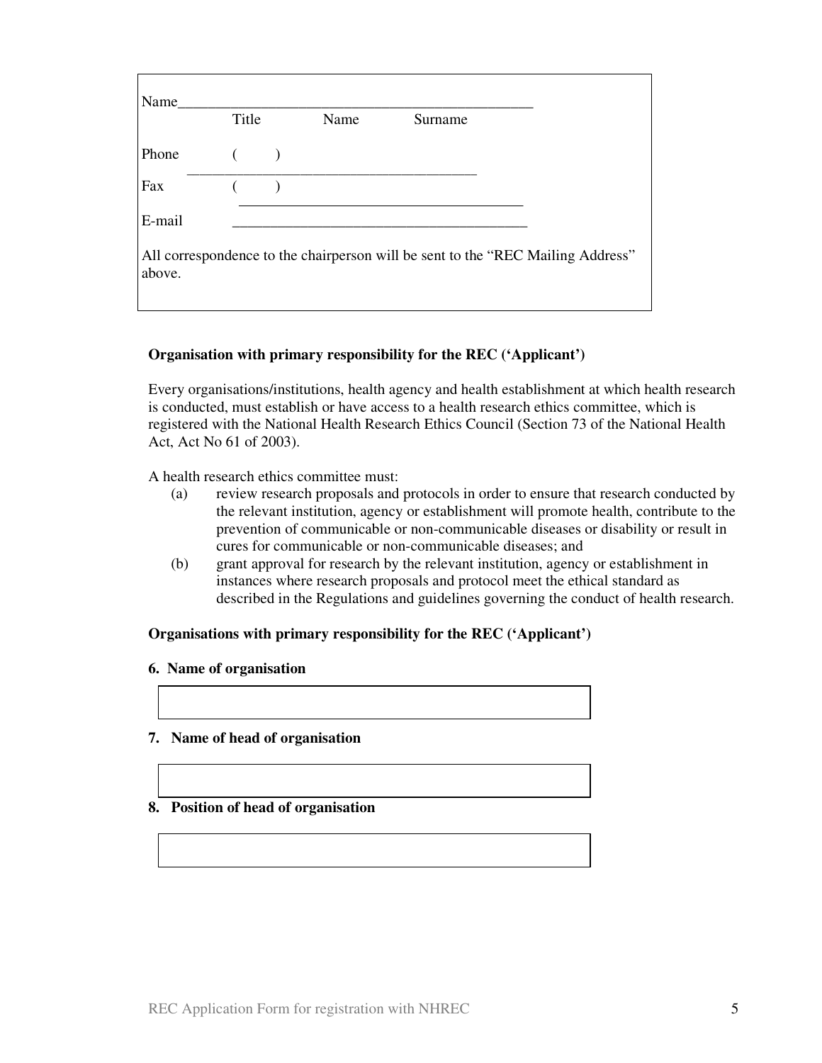Name_______________________________________________

Title Name Surname

Phone ( )
_______________________________________

Fax ( )
_______________________________________

E-mail _______________________________________

All correspondence to the chairperson will be sent to the "REC Mailing Address" above.

**Organisation with primary responsibility for the REC ('Applicant')**

Every organisations/institutions, health agency and health establishment at which health research is conducted, must establish or have access to a health research ethics committee, which is registered with the National Health Research Ethics Council (Section 73 of the National Health Act, Act No 61 of 2003).

A health research ethics committee must:

(a) review research proposals and protocols in order to ensure that research conducted by the relevant institution, agency or establishment will promote health, contribute to the prevention of communicable or non-communicable diseases or disability or result in cures for communicable or non-communicable diseases; and

(b) grant approval for research by the relevant institution, agency or establishment in instances where research proposals and protocol meet the ethical standard as described in the Regulations and guidelines governing the conduct of health research.

**Organisations with primary responsibility for the REC ('Applicant')**

**6. Name of organisation**

| |
|---|
| |

**7. Name of head of organisation**

| |
|---|
| |

**8. Position of head of organisation**

| |
|---|
| |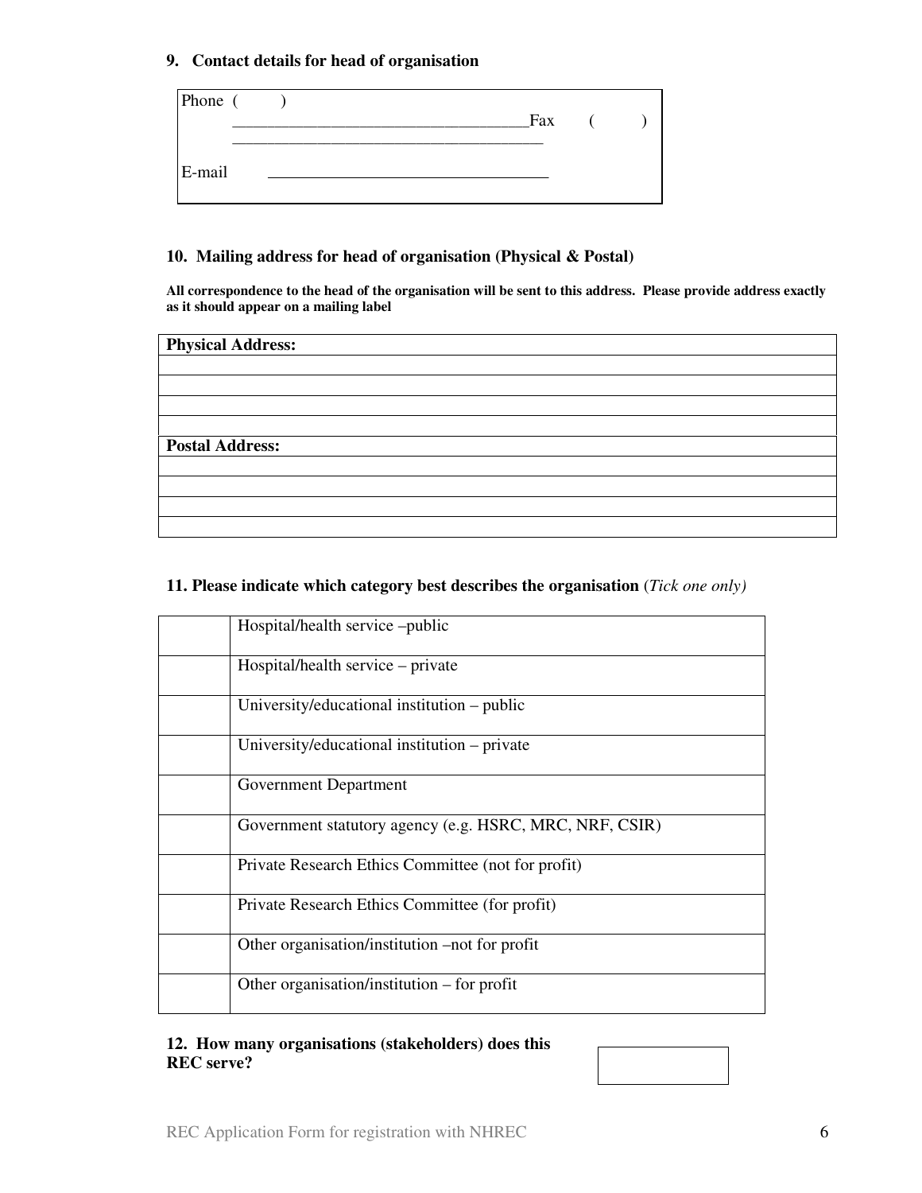**9. Contact details for head of organisation**

Phone ( ) ____________________________________Fax ( ) ______________________________________

E-mail __________________________________

**10. Mailing address for head of organisation (Physical & Postal)**

**All correspondence to the head of the organisation will be sent to this address. Please provide address exactly as it should appear on a mailing label**

| **Physical Address:** |
|---|
| |
| |
| |
| |
| **Postal Address:** |
| |
| |
| |
| |

**11. Please indicate which category best describes the organisation** (*Tick one only)*

| | |
|---|---|
| | Hospital/health service –public |
| | Hospital/health service – private |
| | University/educational institution – public |
| | University/educational institution – private |
| | Government Department |
| | Government statutory agency (e.g. HSRC, MRC, NRF, CSIR) |
| | Private Research Ethics Committee (not for profit) |
| | Private Research Ethics Committee (for profit) |
| | Other organisation/institution –not for profit |
| | Other organisation/institution – for profit |

**12. How many organisations (stakeholders) does this REC serve?**

| |
|---|
| |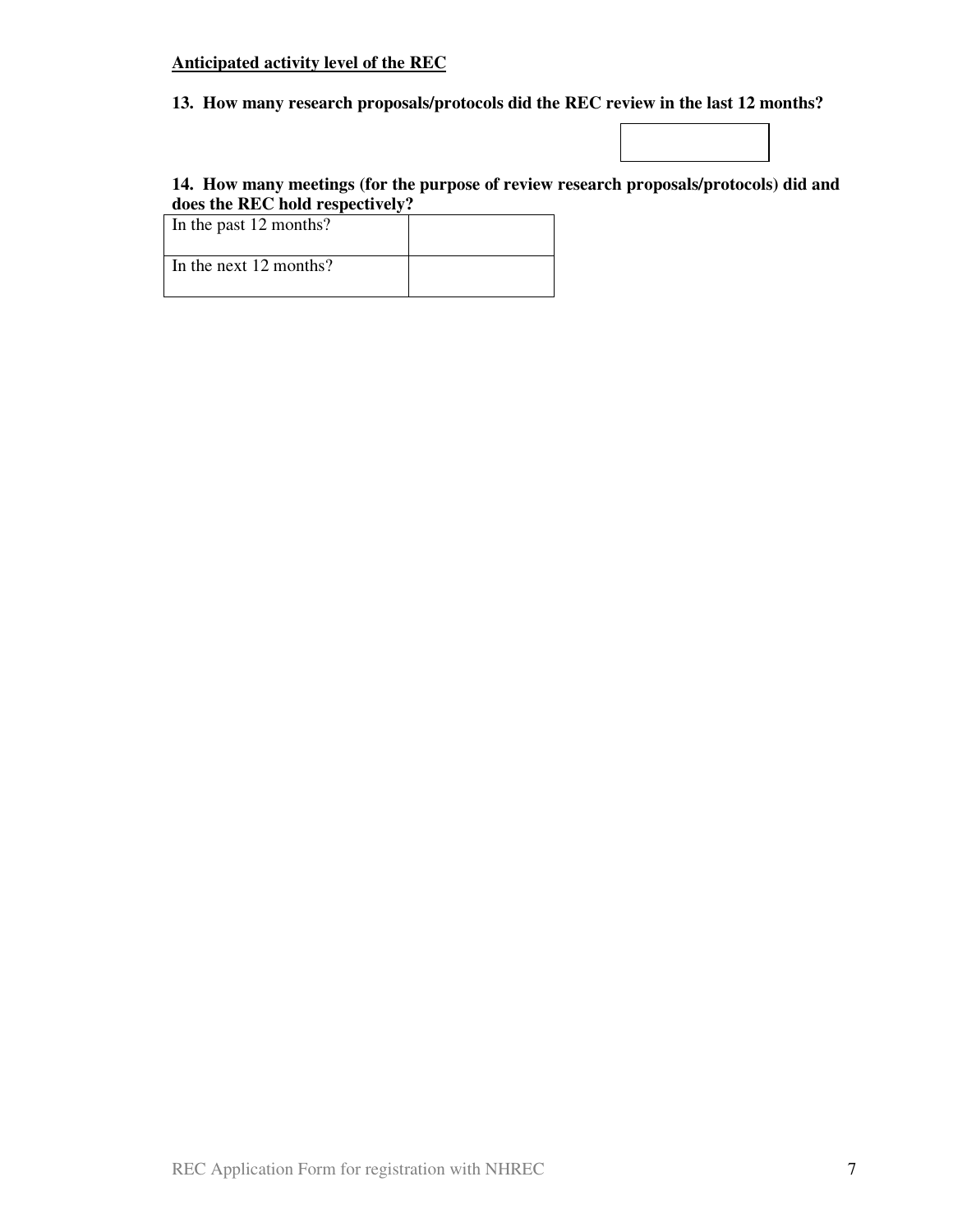**<u>Anticipated activity level of the REC</u>**

**13. How many research proposals/protocols did the REC review in the last 12 months?**

| |
|---|
| |

**14. How many meetings (for the purpose of review research proposals/protocols) did and does the REC hold respectively?**

| | |
|---|---|
| In the past 12 months? | |
| In the next 12 months? | |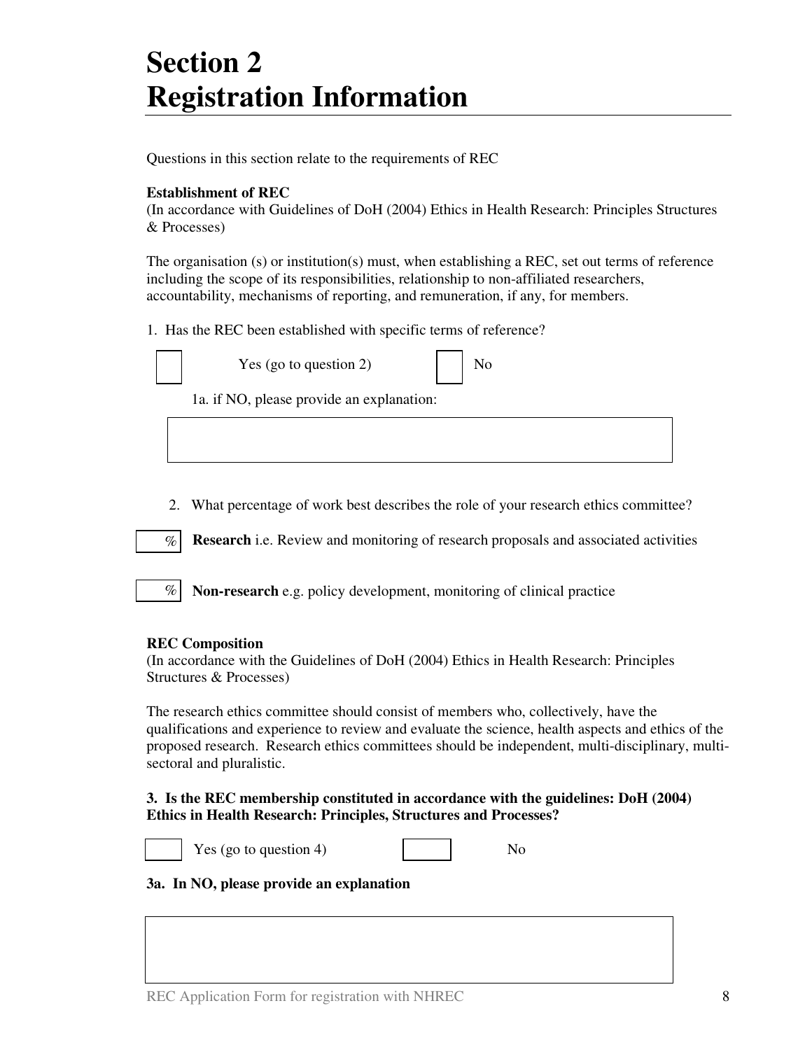# Section 2
# Registration Information

Questions in this section relate to the requirements of REC

**Establishment of REC**
(In accordance with Guidelines of DoH (2004) Ethics in Health Research: Principles Structures & Processes)

The organisation (s) or institution(s) must, when establishing a REC, set out terms of reference including the scope of its responsibilities, relationship to non-affiliated researchers, accountability, mechanisms of reporting, and remuneration, if any, for members.

1. Has the REC been established with specific terms of reference?

☐ Yes (go to question 2) ☐ No

1a. if NO, please provide an explanation:

[ ]

2. What percentage of work best describes the role of your research ethics committee?

[ ] % **Research** i.e. Review and monitoring of research proposals and associated activities

[ ] % **Non-research** e.g. policy development, monitoring of clinical practice

**REC Composition**
(In accordance with the Guidelines of DoH (2004) Ethics in Health Research: Principles Structures & Processes)

The research ethics committee should consist of members who, collectively, have the qualifications and experience to review and evaluate the science, health aspects and ethics of the proposed research. Research ethics committees should be independent, multi-disciplinary, multi-sectoral and pluralistic.

**3. Is the REC membership constituted in accordance with the guidelines: DoH (2004) Ethics in Health Research: Principles, Structures and Processes?**

☐ Yes (go to question 4) ☐ No

**3a. In NO, please provide an explanation**

[ ]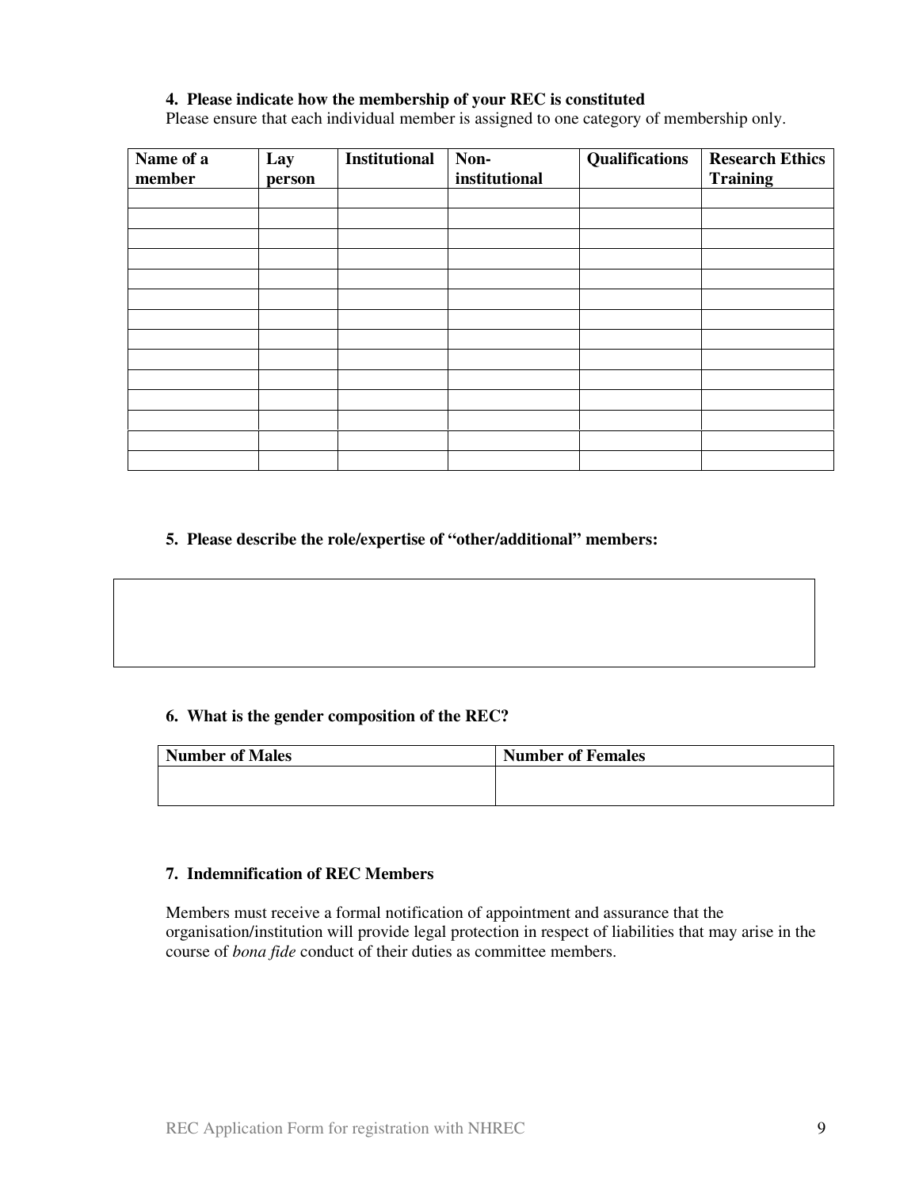**4. Please indicate how the membership of your REC is constituted**

Please ensure that each individual member is assigned to one category of membership only.

| Name of a member | Lay person | Institutional | Non-institutional | Qualifications | Research Ethics Training |
|---|---|---|---|---|---|
| | | | | | |
| | | | | | |
| | | | | | |
| | | | | | |
| | | | | | |
| | | | | | |
| | | | | | |
| | | | | | |
| | | | | | |
| | | | | | |
| | | | | | |
| | | | | | |
| | | | | | |
| | | | | | |

**5. Please describe the role/expertise of "other/additional" members:**

**6. What is the gender composition of the REC?**

| Number of Males | Number of Females |
|---|---|
| | |

**7. Indemnification of REC Members**

Members must receive a formal notification of appointment and assurance that the organisation/institution will provide legal protection in respect of liabilities that may arise in the course of *bona fide* conduct of their duties as committee members.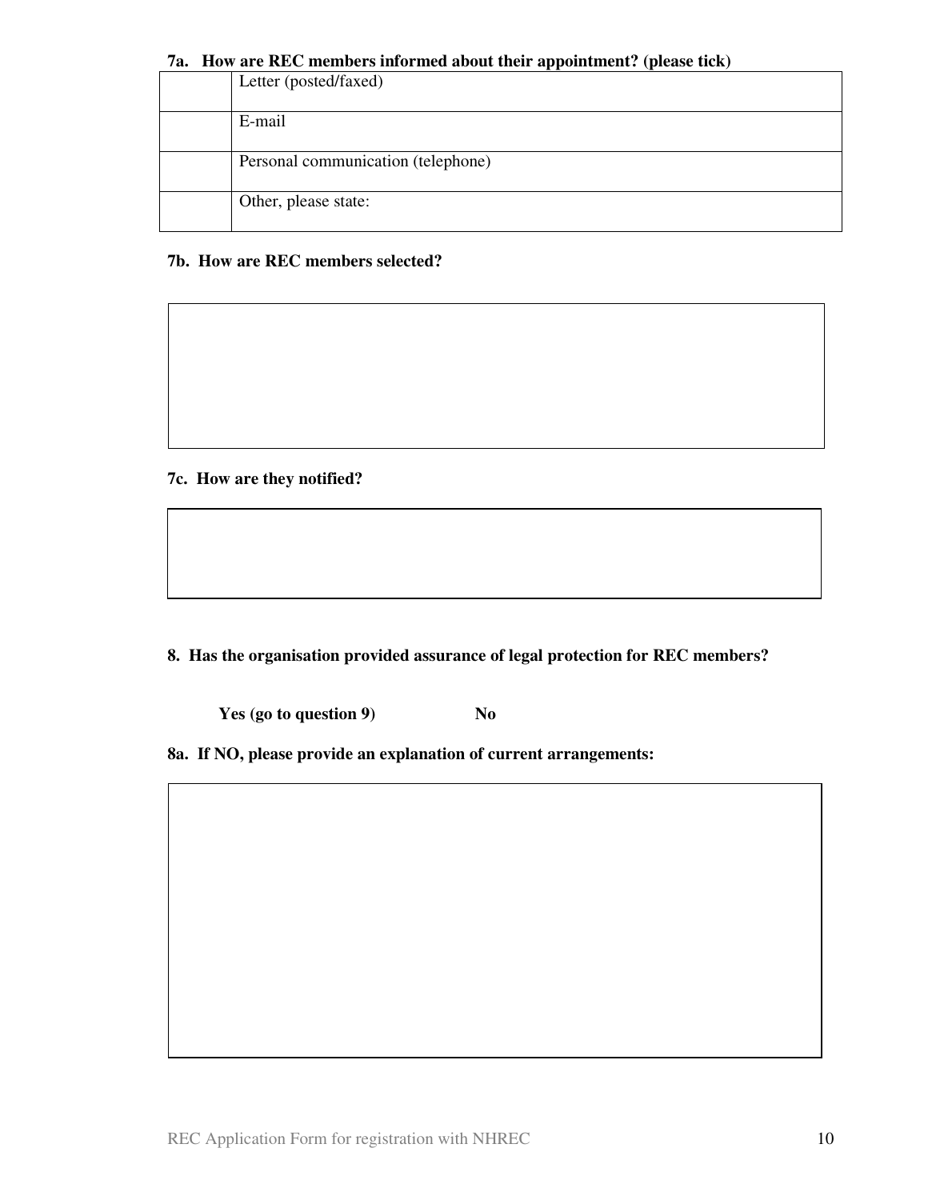**7a. How are REC members informed about their appointment? (please tick)**

| | |
|---|---|
| | Letter (posted/faxed) |
| | E-mail |
| | Personal communication (telephone) |
| | Other, please state: |

**7b. How are REC members selected?**

**7c. How are they notified?**

**8. Has the organisation provided assurance of legal protection for REC members?**

**Yes (go to question 9)** **No**

**8a. If NO, please provide an explanation of current arrangements:**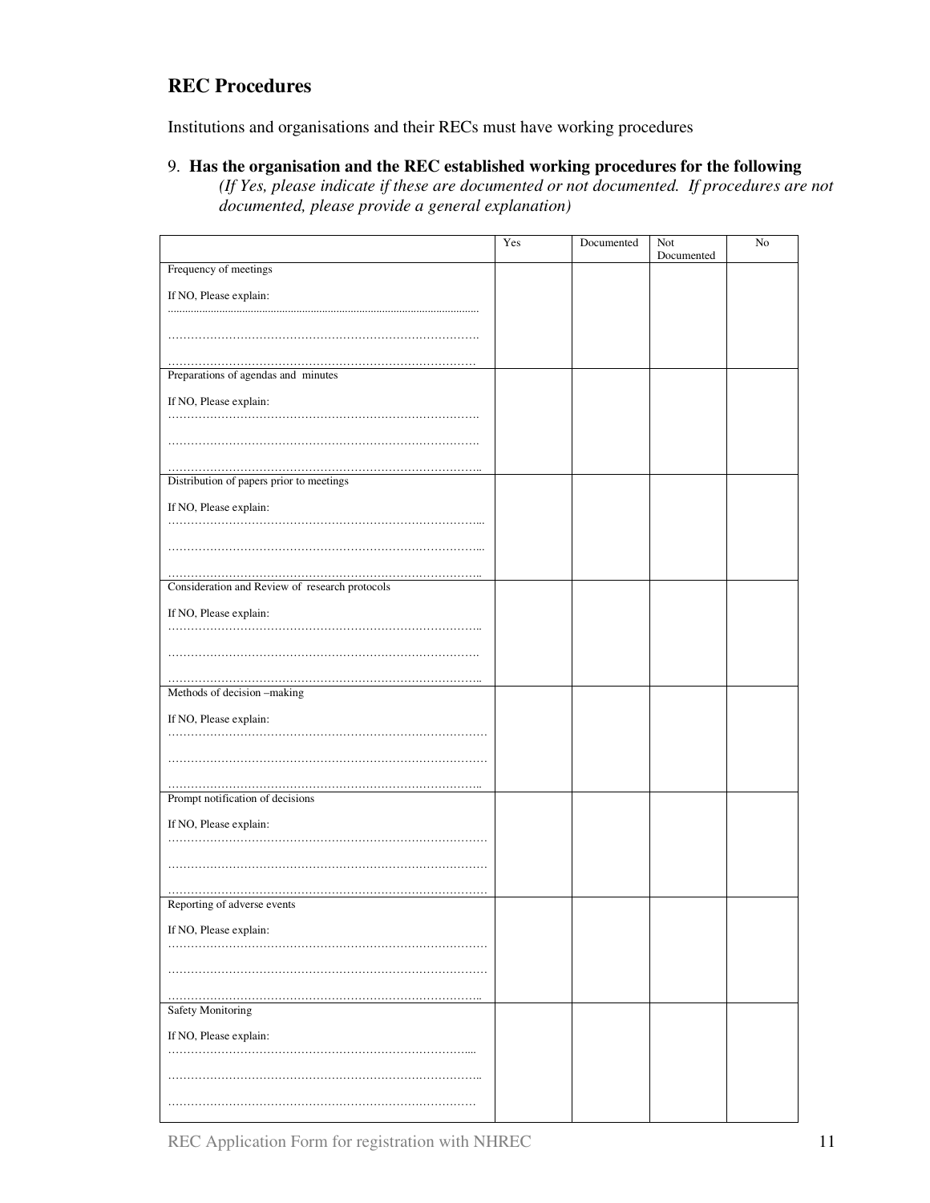## REC Procedures

Institutions and organisations and their RECs must have working procedures

9. **Has the organisation and the REC established working procedures for the following**
   *(If Yes, please indicate if these are documented or not documented. If procedures are not documented, please provide a general explanation)*

| | Yes | Documented | Not Documented | No |
|---|---|---|---|---|
| Frequency of meetings<br><br>If NO, Please explain:<br>.........................................................................................................<br><br>……………………………………………………………………….<br><br>……………………………………………………………………… | | | | |
| Preparations of agendas and minutes<br><br>If NO, Please explain:<br>……………………………………………………………………….<br><br>……………………………………………………………………….<br><br>……………………………………………………………………….. | | | | |
| Distribution of papers prior to meetings<br><br>If NO, Please explain:<br>………………………………………………………………………...<br><br>………………………………………………………………………...<br><br>……………………………………………………………………….. | | | | |
| Consideration and Review of research protocols<br><br>If NO, Please explain:<br>………………………………………………………………………..<br><br>……………………………………………………………………….<br><br>……………………………………………………………………….. | | | | |
| Methods of decision –making<br><br>If NO, Please explain:<br>…………………………………………………………………………<br><br>…………………………………………………………………………<br><br>……………………………………………………………………….. | | | | |
| Prompt notification of decisions<br><br>If NO, Please explain:<br>…………………………………………………………………………<br><br>…………………………………………………………………………<br><br>………………………………………………………………………… | | | | |
| Reporting of adverse events<br><br>If NO, Please explain:<br>…………………………………………………………………………<br><br>…………………………………………………………………………<br><br>……………………………………………………………………….. | | | | |
| Safety Monitoring<br><br>If NO, Please explain:<br>……………………………………………………………………....<br><br>………………………………………………………………………..<br><br>……………………………………………………………………… | | | | |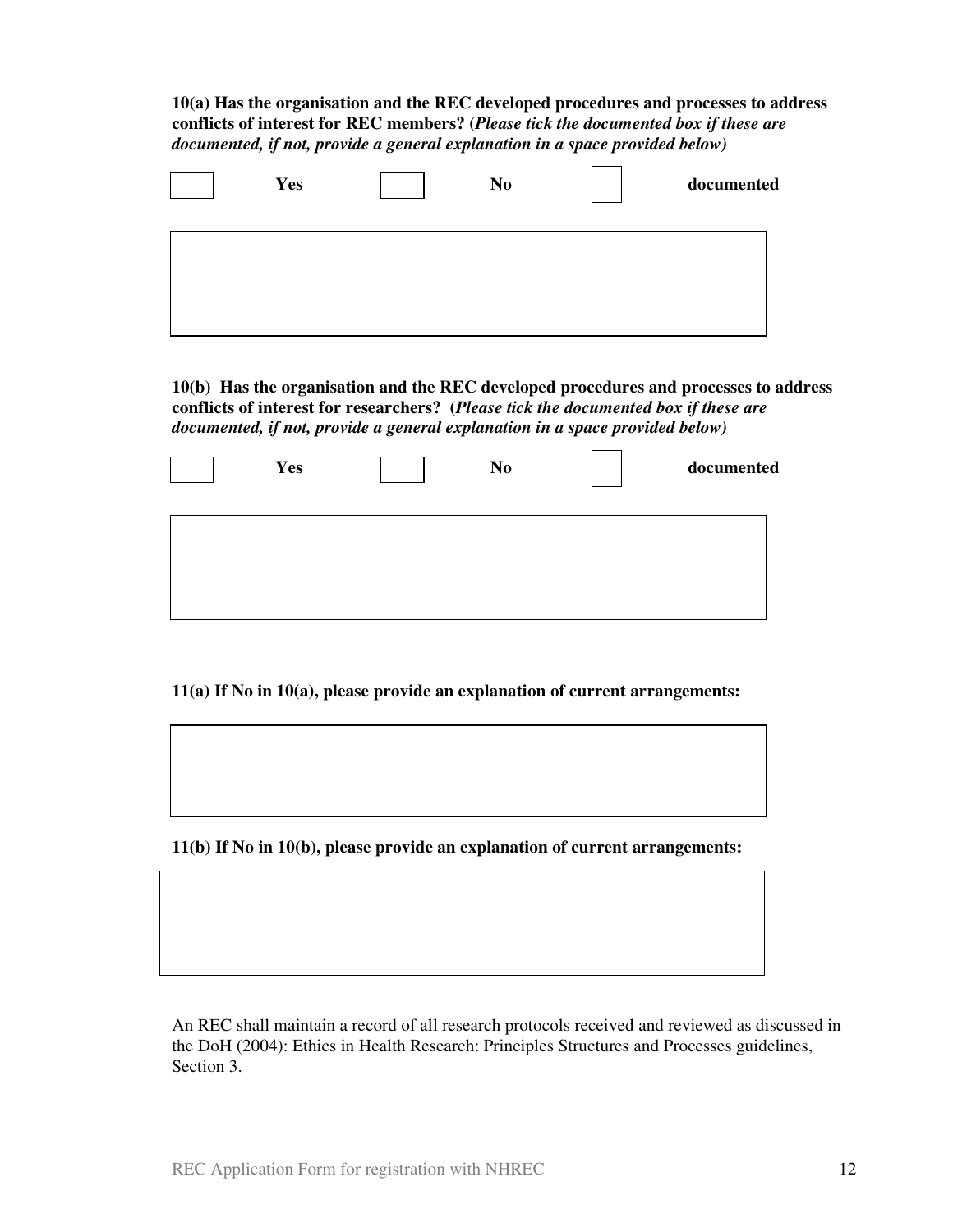**10(a) Has the organisation and the REC developed procedures and processes to address conflicts of interest for REC members? (*Please tick the documented box if these are documented, if not, provide a general explanation in a space provided below)***

| ☐ | **Yes** | ☐ | **No** | ☐ | **documented** |
|---|---|---|---|---|---|

|   |
|---|
|   |

**10(b) Has the organisation and the REC developed procedures and processes to address conflicts of interest for researchers? (*Please tick the documented box if these are documented, if not, provide a general explanation in a space provided below)***

| ☐ | **Yes** | ☐ | **No** | ☐ | **documented** |
|---|---|---|---|---|---|

|   |
|---|
|   |

**11(a) If No in 10(a), please provide an explanation of current arrangements:**

|   |
|---|
|   |

**11(b) If No in 10(b), please provide an explanation of current arrangements:**

|   |
|---|
|   |

An REC shall maintain a record of all research protocols received and reviewed as discussed in the DoH (2004): Ethics in Health Research: Principles Structures and Processes guidelines, Section 3.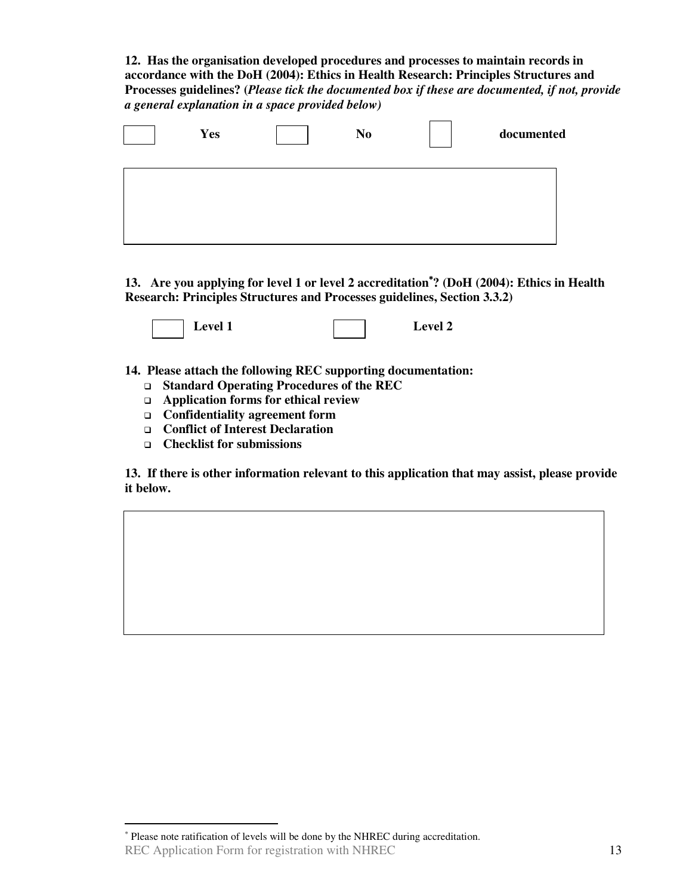**12. Has the organisation developed procedures and processes to maintain records in accordance with the DoH (2004): Ethics in Health Research: Principles Structures and Processes guidelines? (*Please tick the documented box if these are documented, if not, provide a general explanation in a space provided below)***

☐ **Yes** ☐ **No** ☐ **documented**

**13. Are you applying for level 1 or level 2 accreditation[*]? (DoH (2004): Ethics in Health Research: Principles Structures and Processes guidelines, Section 3.3.2)**

☐ **Level 1** ☐ **Level 2**

**14. Please attach the following REC supporting documentation:**

- ☐ **Standard Operating Procedures of the REC**
- ☐ **Application forms for ethical review**
- ☐ **Confidentiality agreement form**
- ☐ **Conflict of Interest Declaration**
- ☐ **Checklist for submissions**

**13. If there is other information relevant to this application that may assist, please provide it below.**

---

[*] Please note ratification of levels will be done by the NHREC during accreditation.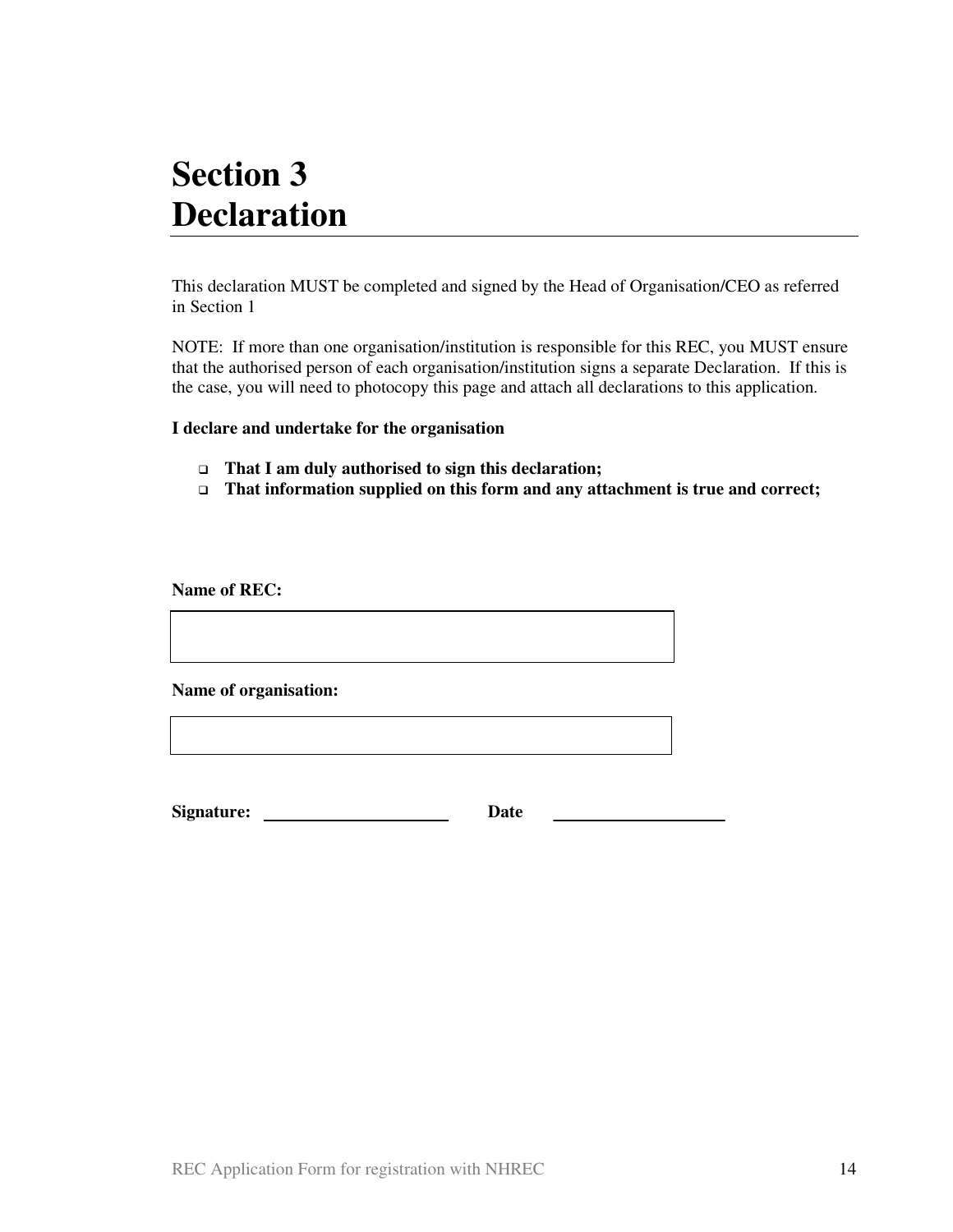# Section 3
# Declaration

This declaration MUST be completed and signed by the Head of Organisation/CEO as referred in Section 1

NOTE: If more than one organisation/institution is responsible for this REC, you MUST ensure that the authorised person of each organisation/institution signs a separate Declaration. If this is the case, you will need to photocopy this page and attach all declarations to this application.

**I declare and undertake for the organisation**

- ❑ **That I am duly authorised to sign this declaration;**
- ❑ **That information supplied on this form and any attachment is true and correct;**

**Name of REC:**

| |
|---|
| |

**Name of organisation:**

| |
|---|
| |

**Signature:** \_\_\_\_\_\_\_\_\_\_\_\_\_\_\_\_\_\_\_\_\_\_ **Date** \_\_\_\_\_\_\_\_\_\_\_\_\_\_\_\_\_\_\_\_\_